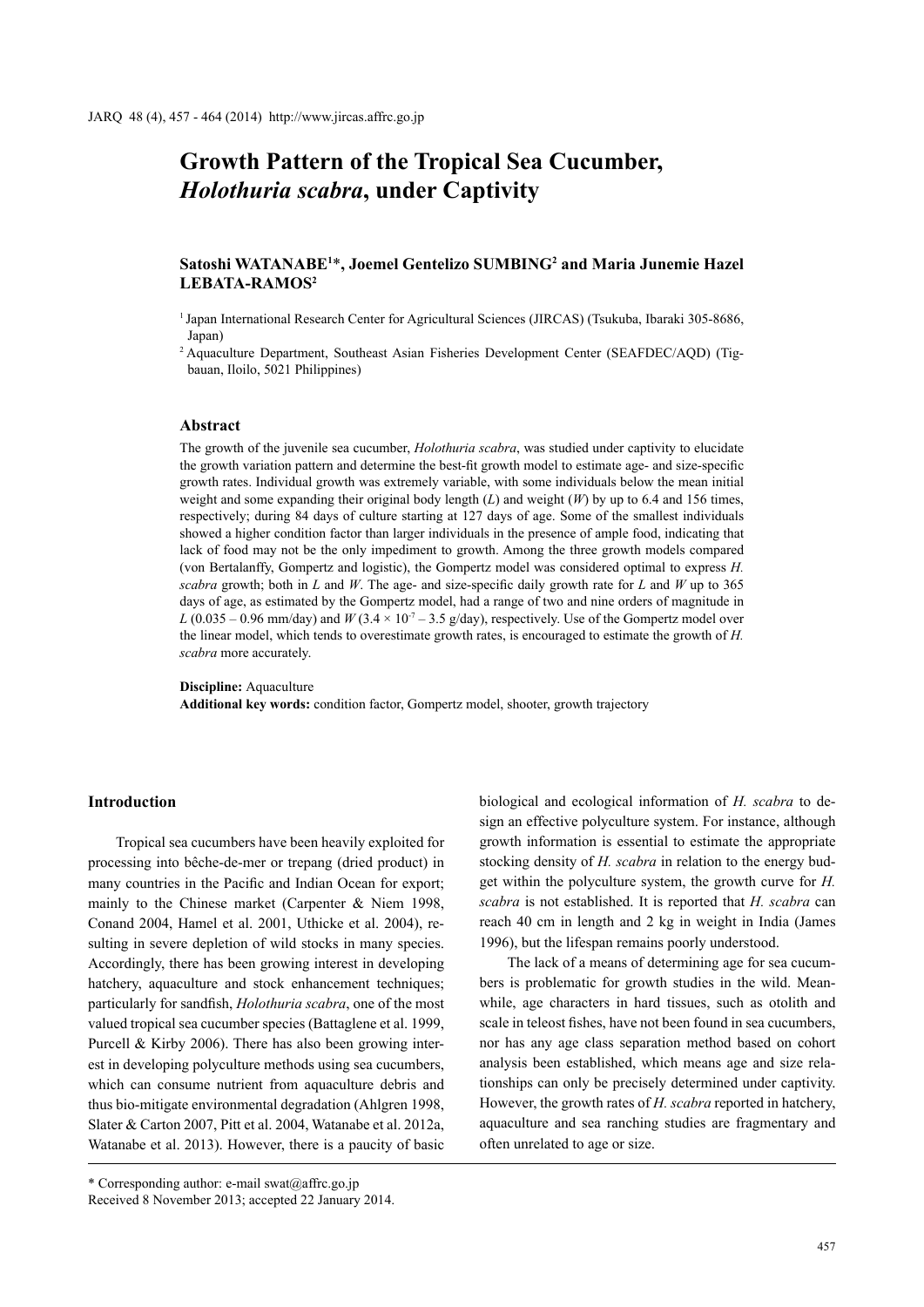# Growth Pattern of the Tropical Sea Cucumber, *Holothuria scabra*, under Captivity

**Satoshi WATANABE[1]*, Joemel Gentelizo SUMBING[2] and Maria Junemie Hazel LEBATA-RAMOS[2]**

[1] Japan International Research Center for Agricultural Sciences (JIRCAS) (Tsukuba, Ibaraki 305-8686, Japan)

[2] Aquaculture Department, Southeast Asian Fisheries Development Center (SEAFDEC/AQD) (Tigbauan, Iloilo, 5021 Philippines)

### Abstract

The growth of the juvenile sea cucumber, *Holothuria scabra*, was studied under captivity to elucidate the growth variation pattern and determine the best-fit growth model to estimate age- and size-specific growth rates. Individual growth was extremely variable, with some individuals below the mean initial weight and some expanding their original body length ($L$) and weight ($W$) by up to 6.4 and 156 times, respectively; during 84 days of culture starting at 127 days of age. Some of the smallest individuals showed a higher condition factor than larger individuals in the presence of ample food, indicating that lack of food may not be the only impediment to growth. Among the three growth models compared (von Bertalanffy, Gompertz and logistic), the Gompertz model was considered optimal to express *H. scabra* growth; both in $L$ and $W$. The age- and size-specific daily growth rate for $L$ and $W$ up to 365 days of age, as estimated by the Gompertz model, had a range of two and nine orders of magnitude in $L$ (0.035 – 0.96 mm/day) and $W$ ($3.4 \times 10^{-7}$ – 3.5 g/day), respectively. Use of the Gompertz model over the linear model, which tends to overestimate growth rates, is encouraged to estimate the growth of *H. scabra* more accurately.

**Discipline:** Aquaculture

**Additional key words:** condition factor, Gompertz model, shooter, growth trajectory

## Introduction

Tropical sea cucumbers have been heavily exploited for processing into bêche-de-mer or trepang (dried product) in many countries in the Pacific and Indian Ocean for export; mainly to the Chinese market (Carpenter & Niem 1998, Conand 2004, Hamel et al. 2001, Uthicke et al. 2004), resulting in severe depletion of wild stocks in many species. Accordingly, there has been growing interest in developing hatchery, aquaculture and stock enhancement techniques; particularly for sandfish, *Holothuria scabra*, one of the most valued tropical sea cucumber species (Battaglene et al. 1999, Purcell & Kirby 2006). There has also been growing interest in developing polyculture methods using sea cucumbers, which can consume nutrient from aquaculture debris and thus bio-mitigate environmental degradation (Ahlgren 1998, Slater & Carton 2007, Pitt et al. 2004, Watanabe et al. 2012a, Watanabe et al. 2013). However, there is a paucity of basic biological and ecological information of *H. scabra* to design an effective polyculture system. For instance, although growth information is essential to estimate the appropriate stocking density of *H. scabra* in relation to the energy budget within the polyculture system, the growth curve for *H. scabra* is not established. It is reported that *H. scabra* can reach 40 cm in length and 2 kg in weight in India (James 1996), but the lifespan remains poorly understood.

The lack of a means of determining age for sea cucumbers is problematic for growth studies in the wild. Meanwhile, age characters in hard tissues, such as otolith and scale in teleost fishes, have not been found in sea cucumbers, nor has any age class separation method based on cohort analysis been established, which means age and size relationships can only be precisely determined under captivity. However, the growth rates of *H. scabra* reported in hatchery, aquaculture and sea ranching studies are fragmentary and often unrelated to age or size.

\* Corresponding author: e-mail swat@affrc.go.jp

Received 8 November 2013; accepted 22 January 2014.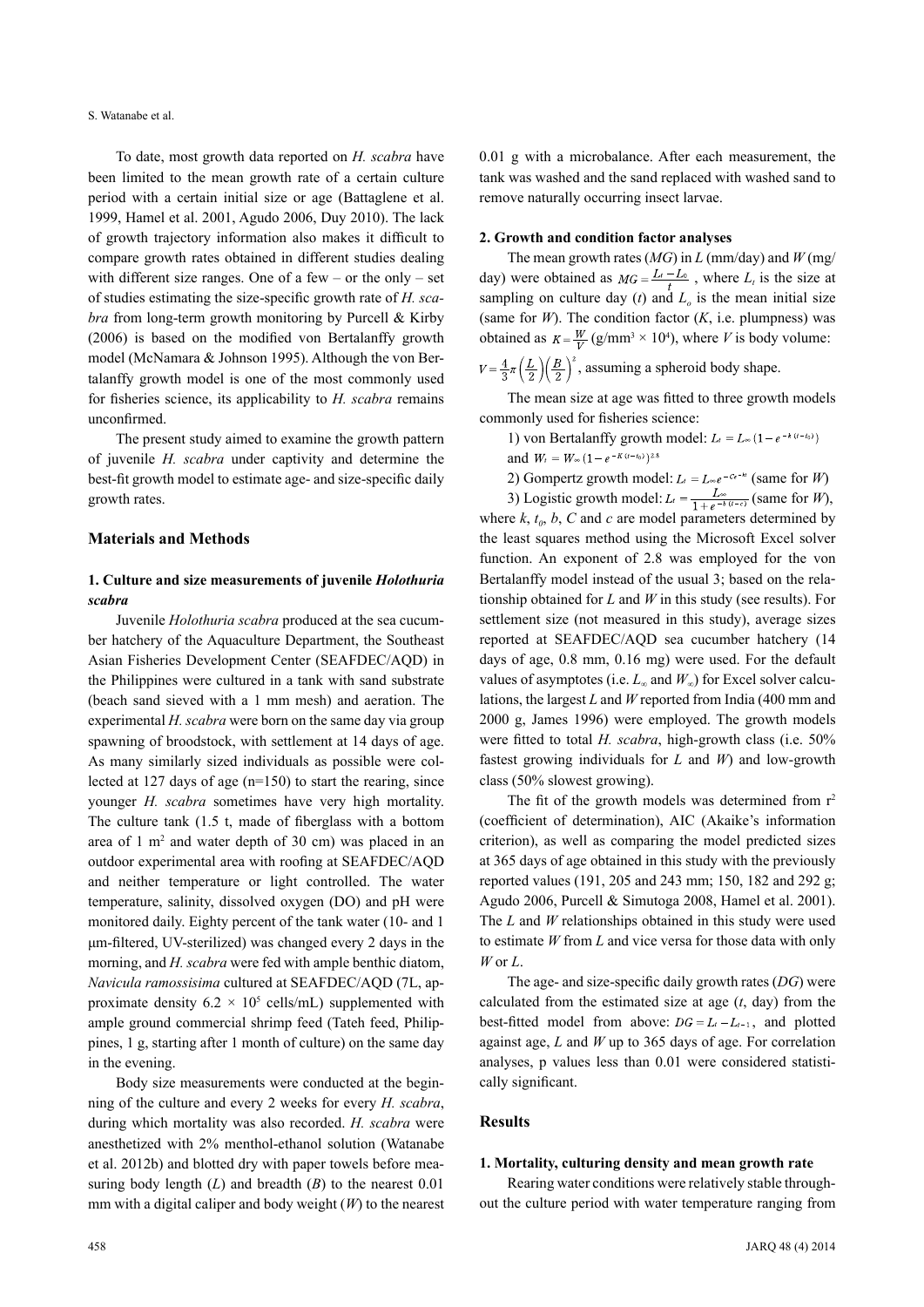To date, most growth data reported on *H. scabra* have been limited to the mean growth rate of a certain culture period with a certain initial size or age (Battaglene et al. 1999, Hamel et al. 2001, Agudo 2006, Duy 2010). The lack of growth trajectory information also makes it difficult to compare growth rates obtained in different studies dealing with different size ranges. One of a few – or the only – set of studies estimating the size-specific growth rate of *H. scabra* from long-term growth monitoring by Purcell & Kirby (2006) is based on the modified von Bertalanffy growth model (McNamara & Johnson 1995). Although the von Bertalanffy growth model is one of the most commonly used for fisheries science, its applicability to *H. scabra* remains unconfirmed.

The present study aimed to examine the growth pattern of juvenile *H. scabra* under captivity and determine the best-fit growth model to estimate age- and size-specific daily growth rates.

## Materials and Methods

### 1. Culture and size measurements of juvenile *Holothuria scabra*

Juvenile *Holothuria scabra* produced at the sea cucumber hatchery of the Aquaculture Department, the Southeast Asian Fisheries Development Center (SEAFDEC/AQD) in the Philippines were cultured in a tank with sand substrate (beach sand sieved with a 1 mm mesh) and aeration. The experimental *H. scabra* were born on the same day via group spawning of broodstock, with settlement at 14 days of age. As many similarly sized individuals as possible were collected at 127 days of age (n=150) to start the rearing, since younger *H. scabra* sometimes have very high mortality. The culture tank (1.5 t, made of fiberglass with a bottom area of 1 $m^2$ and water depth of 30 cm) was placed in an outdoor experimental area with roofing at SEAFDEC/AQD and neither temperature or light controlled. The water temperature, salinity, dissolved oxygen (DO) and pH were monitored daily. Eighty percent of the tank water (10- and 1 μm-filtered, UV-sterilized) was changed every 2 days in the morning, and *H. scabra* were fed with ample benthic diatom, *Navicula ramossisima* cultured at SEAFDEC/AQD (7L, approximate density $6.2 \times 10^5$ cells/mL) supplemented with ample ground commercial shrimp feed (Tateh feed, Philippines, 1 g, starting after 1 month of culture) on the same day in the evening.

Body size measurements were conducted at the beginning of the culture and every 2 weeks for every *H. scabra*, during which mortality was also recorded. *H. scabra* were anesthetized with 2% menthol-ethanol solution (Watanabe et al. 2012b) and blotted dry with paper towels before measuring body length ($L$) and breadth ($B$) to the nearest 0.01 mm with a digital caliper and body weight ($W$) to the nearest 0.01 g with a microbalance. After each measurement, the tank was washed and the sand replaced with washed sand to remove naturally occurring insect larvae.

### 2. Growth and condition factor analyses

The mean growth rates ($MG$) in $L$ (mm/day) and $W$ (mg/day) were obtained as $MG = \frac{L_t - L_0}{t}$ , where $L_t$ is the size at sampling on culture day ($t$) and $L_o$ is the mean initial size (same for $W$). The condition factor ($K$, i.e. plumpness) was obtained as $K = \frac{W}{V}$ (g/mm$^3 \times 10^4$), where $V$ is body volume: $V = \frac{4}{3}\pi\left(\frac{L}{2}\right)\left(\frac{B}{2}\right)^2$, assuming a spheroid body shape.

The mean size at age was fitted to three growth models commonly used for fisheries science:

1) von Bertalanffy growth model: $L_t = L_\infty\{1 - e^{-k(t-t_0)}\}$ and $W_t = W_\infty\{1 - e^{-K(t-t_0)}\}^{2.8}$

2) Gompertz growth model: $L_t = L_\infty e^{-Ce^{-kt}}$ (same for $W$)

3) Logistic growth model: $L_t = \frac{L_\infty}{1 + e^{-b(t-c)}}$ (same for $W$),

where $k$, $t_0$, $b$, $C$ and $c$ are model parameters determined by the least squares method using the Microsoft Excel solver function. An exponent of 2.8 was employed for the von Bertalanffy model instead of the usual 3; based on the relationship obtained for $L$ and $W$ in this study (see results). For settlement size (not measured in this study), average sizes reported at SEAFDEC/AQD sea cucumber hatchery (14 days of age, 0.8 mm, 0.16 mg) were used. For the default values of asymptotes (i.e. $L_\infty$ and $W_\infty$) for Excel solver calculations, the largest $L$ and $W$ reported from India (400 mm and 2000 g, James 1996) were employed. The growth models were fitted to total *H. scabra*, high-growth class (i.e. 50% fastest growing individuals for $L$ and $W$) and low-growth class (50% slowest growing).

The fit of the growth models was determined from $r^2$ (coefficient of determination), AIC (Akaike's information criterion), as well as comparing the model predicted sizes at 365 days of age obtained in this study with the previously reported values (191, 205 and 243 mm; 150, 182 and 292 g; Agudo 2006, Purcell & Simutoga 2008, Hamel et al. 2001). The $L$ and $W$ relationships obtained in this study were used to estimate $W$ from $L$ and vice versa for those data with only $W$ or $L$.

The age- and size-specific daily growth rates ($DG$) were calculated from the estimated size at age ($t$, day) from the best-fitted model from above: $DG = L_t - L_{t-1}$, and plotted against age, $L$ and $W$ up to 365 days of age. For correlation analyses, p values less than 0.01 were considered statistically significant.

## Results

### 1. Mortality, culturing density and mean growth rate

Rearing water conditions were relatively stable throughout the culture period with water temperature ranging from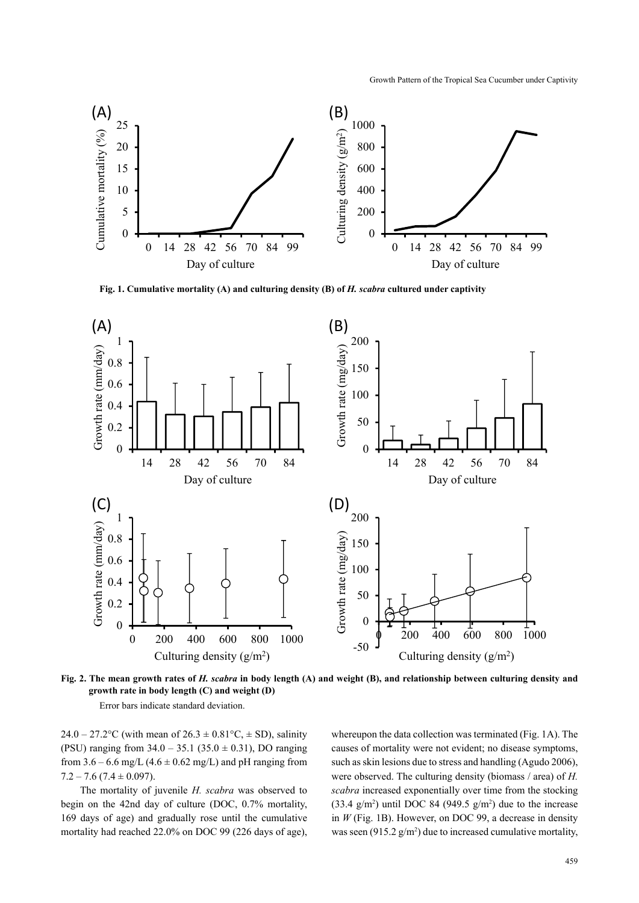**Fig. 1. Cumulative mortality (A) and culturing density (B) of *H. scabra* cultured under captivity**

**Fig. 2. The mean growth rates of *H. scabra* in body length (A) and weight (B), and relationship between culturing density and growth rate in body length (C) and weight (D)**

Error bars indicate standard deviation.

24.0 – 27.2°C (with mean of 26.3 ± 0.81°C, ± SD), salinity (PSU) ranging from 34.0 – 35.1 (35.0 ± 0.31), DO ranging from 3.6 – 6.6 mg/L (4.6 ± 0.62 mg/L) and pH ranging from 7.2 – 7.6 (7.4 ± 0.097).

The mortality of juvenile *H. scabra* was observed to begin on the 42nd day of culture (DOC, 0.7% mortality, 169 days of age) and gradually rose until the cumulative mortality had reached 22.0% on DOC 99 (226 days of age), whereupon the data collection was terminated (Fig. 1A). The causes of mortality were not evident; no disease symptoms, such as skin lesions due to stress and handling (Agudo 2006), were observed. The culturing density (biomass / area) of *H. scabra* increased exponentially over time from the stocking (33.4 g/m$^2$) until DOC 84 (949.5 g/m$^2$) due to the increase in $W$ (Fig. 1B). However, on DOC 99, a decrease in density was seen (915.2 g/m$^2$) due to increased cumulative mortality,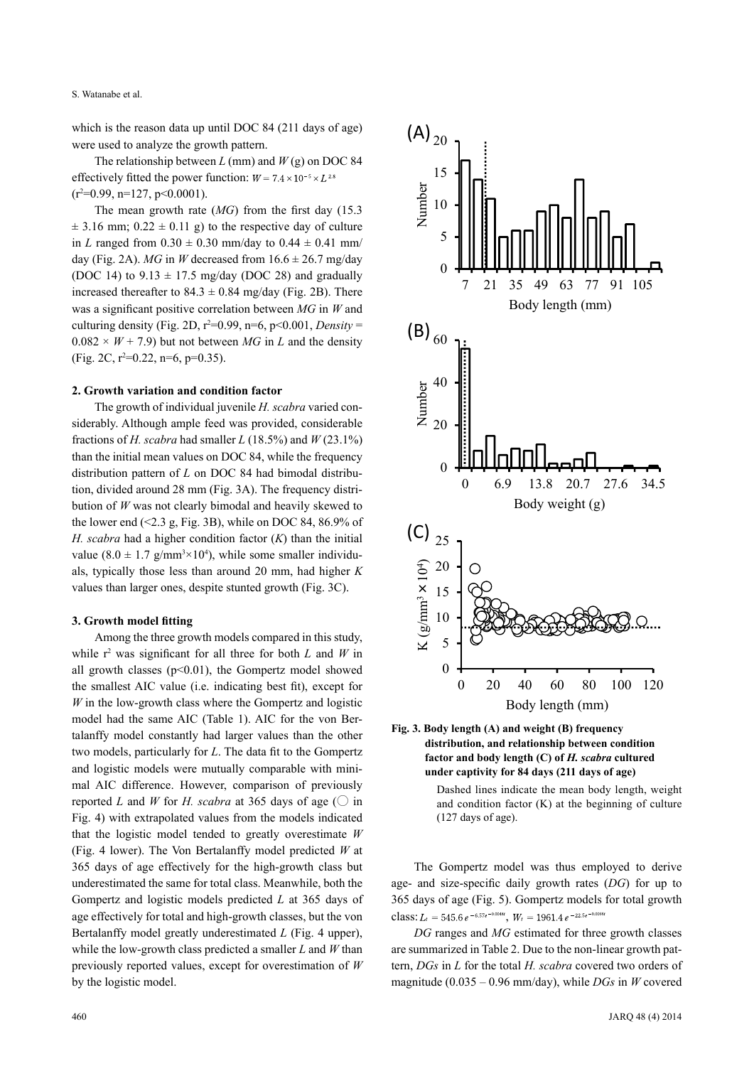which is the reason data up until DOC 84 (211 days of age) were used to analyze the growth pattern.

The relationship between *L* (mm) and *W* (g) on DOC 84 effectively fitted the power function: $W = 7.4 \times 10^{-5} \times L^{2.8}$ ($r^2$=0.99, n=127, p<0.0001).

The mean growth rate (*MG*) from the first day (15.3 ± 3.16 mm; 0.22 ± 0.11 g) to the respective day of culture in *L* ranged from 0.30 ± 0.30 mm/day to 0.44 ± 0.41 mm/day (Fig. 2A). *MG* in *W* decreased from 16.6 ± 26.7 mg/day (DOC 14) to 9.13 ± 17.5 mg/day (DOC 28) and gradually increased thereafter to 84.3 ± 0.84 mg/day (Fig. 2B). There was a significant positive correlation between *MG* in *W* and culturing density (Fig. 2D, $r^2$=0.99, n=6, p<0.001, *Density* = 0.082 × *W* + 7.9) but not between *MG* in *L* and the density (Fig. 2C, $r^2$=0.22, n=6, p=0.35).

### 2. Growth variation and condition factor

The growth of individual juvenile *H. scabra* varied considerably. Although ample feed was provided, considerable fractions of *H. scabra* had smaller *L* (18.5%) and *W* (23.1%) than the initial mean values on DOC 84, while the frequency distribution pattern of *L* on DOC 84 had bimodal distribution, divided around 28 mm (Fig. 3A). The frequency distribution of *W* was not clearly bimodal and heavily skewed to the lower end (<2.3 g, Fig. 3B), while on DOC 84, 86.9% of *H. scabra* had a higher condition factor (*K*) than the initial value (8.0 ± 1.7 g/mm$^3$×10$^4$), while some smaller individuals, typically those less than around 20 mm, had higher *K* values than larger ones, despite stunted growth (Fig. 3C).

### 3. Growth model fitting

Among the three growth models compared in this study, while $r^2$ was significant for all three for both *L* and *W* in all growth classes (p<0.01), the Gompertz model showed the smallest AIC value (i.e. indicating best fit), except for *W* in the low-growth class where the Gompertz and logistic model had the same AIC (Table 1). AIC for the von Bertalanffy model constantly had larger values than the other two models, particularly for *L*. The data fit to the Gompertz and logistic models were mutually comparable with minimal AIC difference. However, comparison of previously reported *L* and *W* for *H. scabra* at 365 days of age (○ in Fig. 4) with extrapolated values from the models indicated that the logistic model tended to greatly overestimate *W* (Fig. 4 lower). The Von Bertalanffy model predicted *W* at 365 days of age effectively for the high-growth class but underestimated the same for total class. Meanwhile, both the Gompertz and logistic models predicted *L* at 365 days of age effectively for total and high-growth classes, but the von Bertalanffy model greatly underestimated *L* (Fig. 4 upper), while the low-growth class predicted a smaller *L* and *W* than previously reported values, except for overestimation of *W* by the logistic model.

**Fig. 3. Body length (A) and weight (B) frequency distribution, and relationship between condition factor and body length (C) of *H. scabra* cultured under captivity for 84 days (211 days of age)**

Dashed lines indicate the mean body length, weight and condition factor (K) at the beginning of culture (127 days of age).

The Gompertz model was thus employed to derive age- and size-specific daily growth rates (*DG*) for up to 365 days of age (Fig. 5). Gompertz models for total growth class: $L_t = 545.6\,e^{-6.57e^{-0.004t}}$, $W_t = 1961.4\,e^{-22.5e^{-0.006t}}$

*DG* ranges and *MG* estimated for three growth classes are summarized in Table 2. Due to the non-linear growth pattern, *DGs* in *L* for the total *H. scabra* covered two orders of magnitude (0.035 – 0.96 mm/day), while *DGs* in *W* covered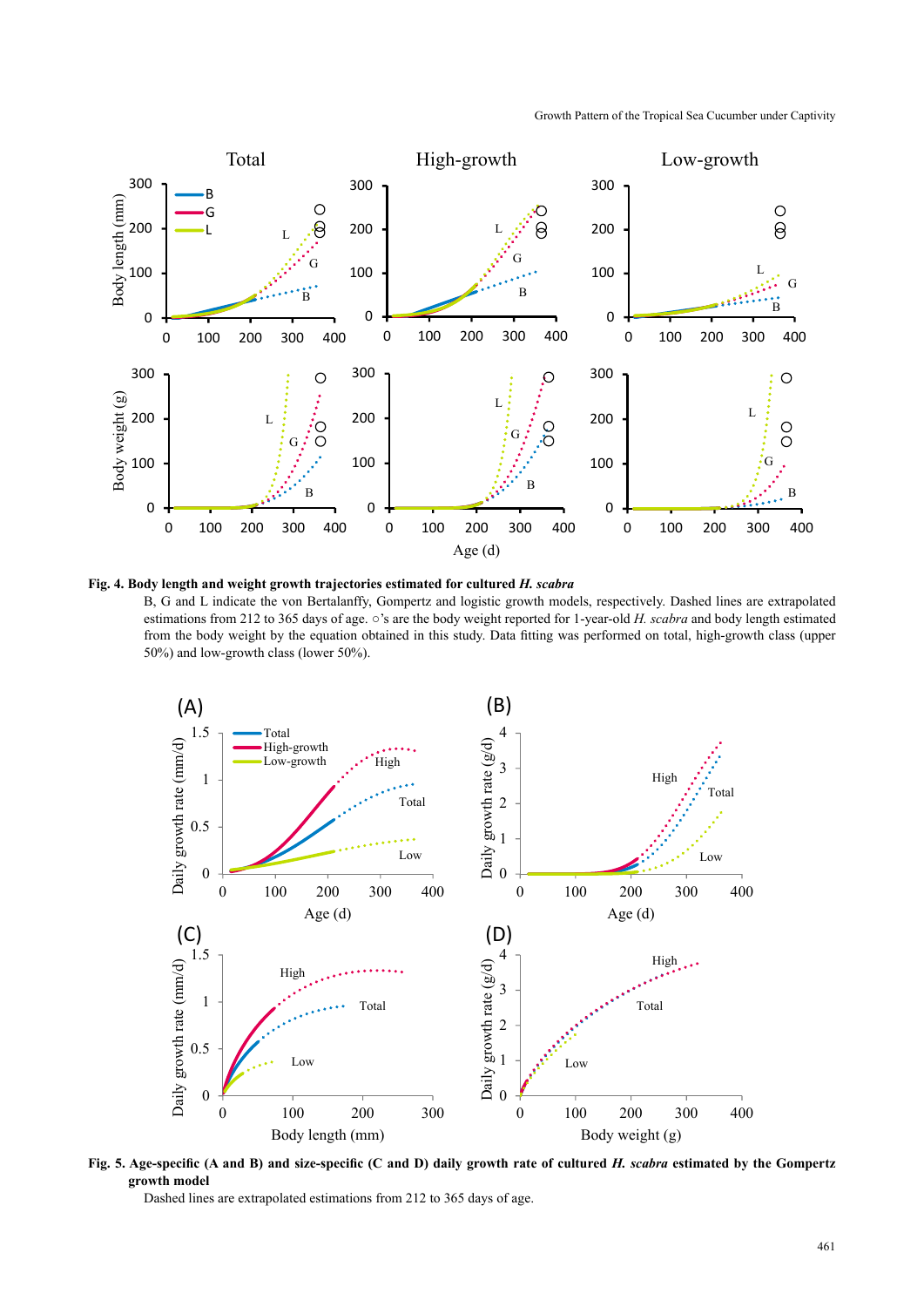**Fig. 4. Body length and weight growth trajectories estimated for cultured *H. scabra***

B, G and L indicate the von Bertalanffy, Gompertz and logistic growth models, respectively. Dashed lines are extrapolated estimations from 212 to 365 days of age. ○'s are the body weight reported for 1-year-old *H. scabra* and body length estimated from the body weight by the equation obtained in this study. Data fitting was performed on total, high-growth class (upper 50%) and low-growth class (lower 50%).

**Fig. 5. Age-specific (A and B) and size-specific (C and D) daily growth rate of cultured *H. scabra* estimated by the Gompertz growth model**

Dashed lines are extrapolated estimations from 212 to 365 days of age.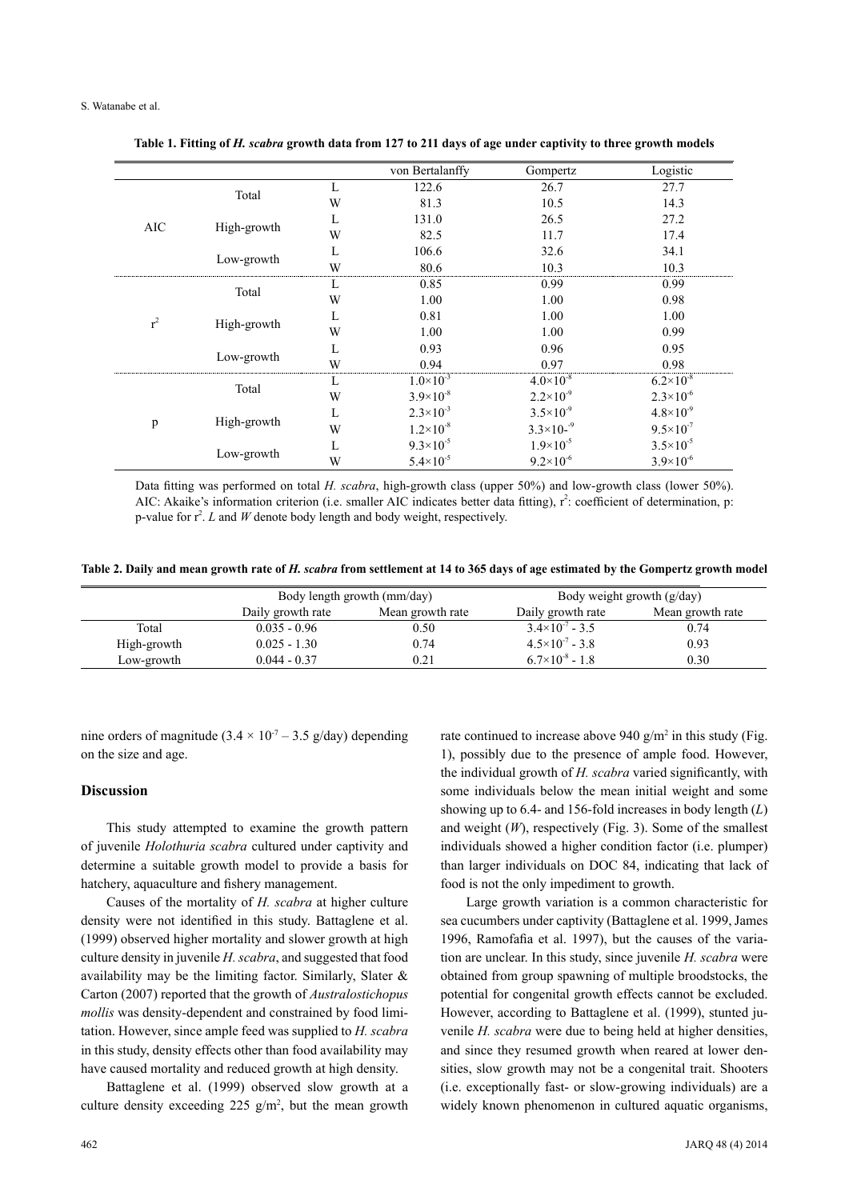**Table 1. Fitting of *H. scabra* growth data from 127 to 211 days of age under captivity to three growth models**

| | | | von Bertalanffy | Gompertz | Logistic |
|---|---|---|---|---|---|
| AIC | Total | L | 122.6 | 26.7 | 27.7 |
| | | W | 81.3 | 10.5 | 14.3 |
| | High-growth | L | 131.0 | 26.5 | 27.2 |
| | | W | 82.5 | 11.7 | 17.4 |
| | Low-growth | L | 106.6 | 32.6 | 34.1 |
| | | W | 80.6 | 10.3 | 10.3 |
| $r^2$ | Total | L | 0.85 | 0.99 | 0.99 |
| | | W | 1.00 | 1.00 | 0.98 |
| | High-growth | L | 0.81 | 1.00 | 1.00 |
| | | W | 1.00 | 1.00 | 0.99 |
| | Low-growth | L | 0.93 | 0.96 | 0.95 |
| | | W | 0.94 | 0.97 | 0.98 |
| p | Total | L | $1.0\times10^{-3}$ | $4.0\times10^{-8}$ | $6.2\times10^{-8}$ |
| | | W | $3.9\times10^{-8}$ | $2.2\times10^{-9}$ | $2.3\times10^{-6}$ |
| | High-growth | L | $2.3\times10^{-3}$ | $3.5\times10^{-9}$ | $4.8\times10^{-9}$ |
| | | W | $1.2\times10^{-8}$ | $3.3\times10\text{-}^{-9}$ | $9.5\times10^{-7}$ |
| | Low-growth | L | $9.3\times10^{-5}$ | $1.9\times10^{-5}$ | $3.5\times10^{-5}$ |
| | | W | $5.4\times10^{-5}$ | $9.2\times10^{-6}$ | $3.9\times10^{-6}$ |

Data fitting was performed on total *H. scabra*, high-growth class (upper 50%) and low-growth class (lower 50%). AIC: Akaike's information criterion (i.e. smaller AIC indicates better data fitting), $r^2$: coefficient of determination, p: p-value for $r^2$. *L* and *W* denote body length and body weight, respectively.

**Table 2. Daily and mean growth rate of *H. scabra* from settlement at 14 to 365 days of age estimated by the Gompertz growth model**

| | Body length growth (mm/day) | | Body weight growth (g/day) | |
|---|---|---|---|---|
| | Daily growth rate | Mean growth rate | Daily growth rate | Mean growth rate |
| Total | 0.035 - 0.96 | 0.50 | $3.4\times10^{-7}$ - 3.5 | 0.74 |
| High-growth | 0.025 - 1.30 | 0.74 | $4.5\times10^{-7}$ - 3.8 | 0.93 |
| Low-growth | 0.044 - 0.37 | 0.21 | $6.7\times10^{-8}$ - 1.8 | 0.30 |

nine orders of magnitude ($3.4 \times 10^{-7}$ – 3.5 g/day) depending on the size and age.

## Discussion

This study attempted to examine the growth pattern of juvenile *Holothuria scabra* cultured under captivity and determine a suitable growth model to provide a basis for hatchery, aquaculture and fishery management.

Causes of the mortality of *H. scabra* at higher culture density were not identified in this study. Battaglene et al. (1999) observed higher mortality and slower growth at high culture density in juvenile *H. scabra*, and suggested that food availability may be the limiting factor. Similarly, Slater & Carton (2007) reported that the growth of *Australostichopus mollis* was density-dependent and constrained by food limitation. However, since ample feed was supplied to *H. scabra* in this study, density effects other than food availability may have caused mortality and reduced growth at high density.

Battaglene et al. (1999) observed slow growth at a culture density exceeding 225 g/m$^2$, but the mean growth rate continued to increase above 940 g/m$^2$ in this study (Fig. 1), possibly due to the presence of ample food. However, the individual growth of *H. scabra* varied significantly, with some individuals below the mean initial weight and some showing up to 6.4- and 156-fold increases in body length (*L*) and weight (*W*), respectively (Fig. 3). Some of the smallest individuals showed a higher condition factor (i.e. plumper) than larger individuals on DOC 84, indicating that lack of food is not the only impediment to growth.

Large growth variation is a common characteristic for sea cucumbers under captivity (Battaglene et al. 1999, James 1996, Ramofafia et al. 1997), but the causes of the variation are unclear. In this study, since juvenile *H. scabra* were obtained from group spawning of multiple broodstocks, the potential for congenital growth effects cannot be excluded. However, according to Battaglene et al. (1999), stunted juvenile *H. scabra* were due to being held at higher densities, and since they resumed growth when reared at lower densities, slow growth may not be a congenital trait. Shooters (i.e. exceptionally fast- or slow-growing individuals) are a widely known phenomenon in cultured aquatic organisms,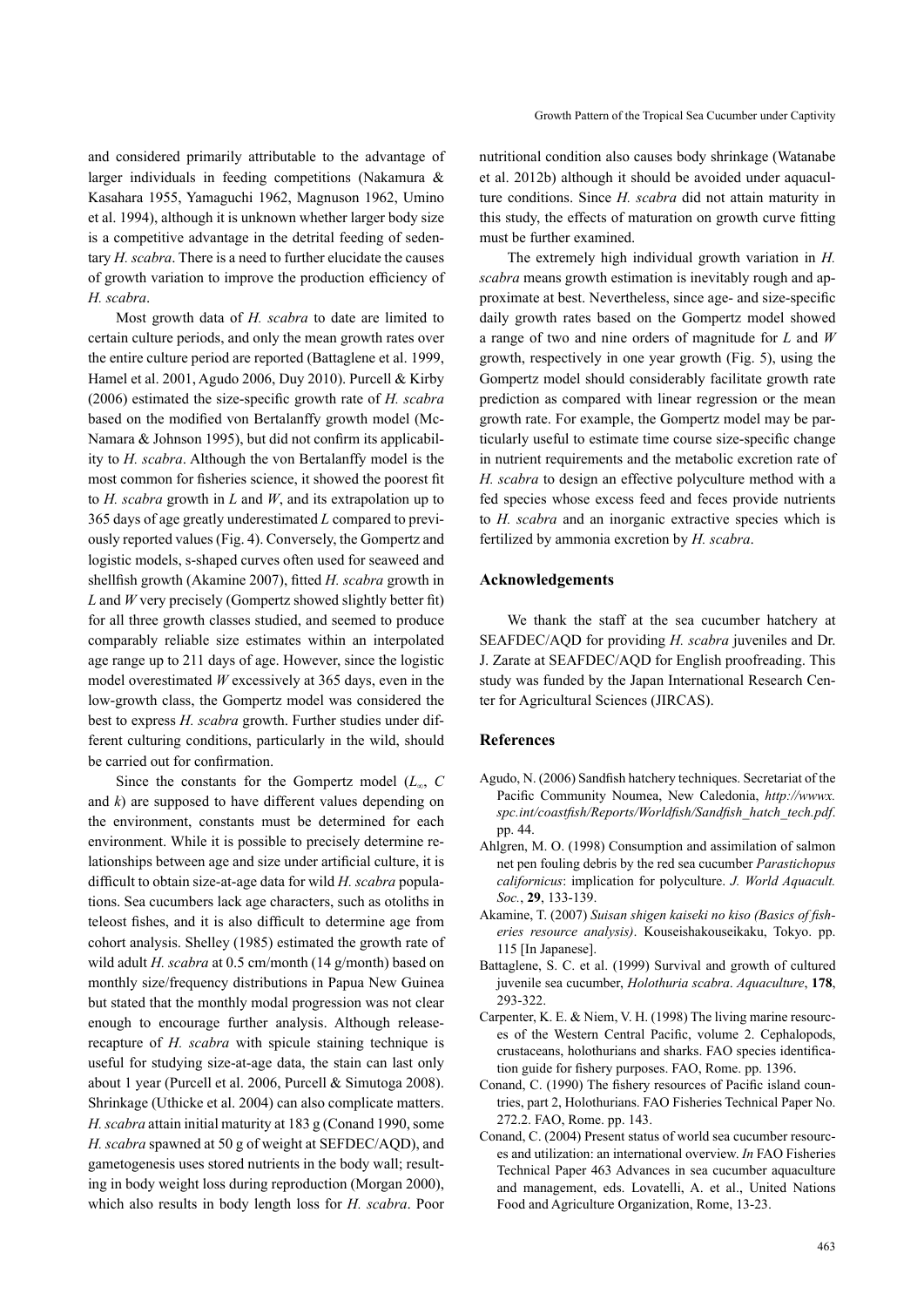and considered primarily attributable to the advantage of larger individuals in feeding competitions (Nakamura & Kasahara 1955, Yamaguchi 1962, Magnuson 1962, Umino et al. 1994), although it is unknown whether larger body size is a competitive advantage in the detrital feeding of sedentary *H. scabra*. There is a need to further elucidate the causes of growth variation to improve the production efficiency of *H. scabra*.

Most growth data of *H. scabra* to date are limited to certain culture periods, and only the mean growth rates over the entire culture period are reported (Battaglene et al. 1999, Hamel et al. 2001, Agudo 2006, Duy 2010). Purcell & Kirby (2006) estimated the size-specific growth rate of *H. scabra* based on the modified von Bertalanffy growth model (McNamara & Johnson 1995), but did not confirm its applicability to *H. scabra*. Although the von Bertalanffy model is the most common for fisheries science, it showed the poorest fit to *H. scabra* growth in $L$ and $W$, and its extrapolation up to 365 days of age greatly underestimated $L$ compared to previously reported values (Fig. 4). Conversely, the Gompertz and logistic models, s-shaped curves often used for seaweed and shellfish growth (Akamine 2007), fitted *H. scabra* growth in $L$ and $W$ very precisely (Gompertz showed slightly better fit) for all three growth classes studied, and seemed to produce comparably reliable size estimates within an interpolated age range up to 211 days of age. However, since the logistic model overestimated $W$ excessively at 365 days, even in the low-growth class, the Gompertz model was considered the best to express *H. scabra* growth. Further studies under different culturing conditions, particularly in the wild, should be carried out for confirmation.

Since the constants for the Gompertz model ($L_\infty$, $C$ and $k$) are supposed to have different values depending on the environment, constants must be determined for each environment. While it is possible to precisely determine relationships between age and size under artificial culture, it is difficult to obtain size-at-age data for wild *H. scabra* populations. Sea cucumbers lack age characters, such as otoliths in teleost fishes, and it is also difficult to determine age from cohort analysis. Shelley (1985) estimated the growth rate of wild adult *H. scabra* at 0.5 cm/month (14 g/month) based on monthly size/frequency distributions in Papua New Guinea but stated that the monthly modal progression was not clear enough to encourage further analysis. Although release-recapture of *H. scabra* with spicule staining technique is useful for studying size-at-age data, the stain can last only about 1 year (Purcell et al. 2006, Purcell & Simutoga 2008). Shrinkage (Uthicke et al. 2004) can also complicate matters. *H. scabra* attain initial maturity at 183 g (Conand 1990, some *H. scabra* spawned at 50 g of weight at SEFDEC/AQD), and gametogenesis uses stored nutrients in the body wall; resulting in body weight loss during reproduction (Morgan 2000), which also results in body length loss for *H. scabra*. Poor nutritional condition also causes body shrinkage (Watanabe et al. 2012b) although it should be avoided under aquaculture conditions. Since *H. scabra* did not attain maturity in this study, the effects of maturation on growth curve fitting must be further examined.

The extremely high individual growth variation in *H. scabra* means growth estimation is inevitably rough and approximate at best. Nevertheless, since age- and size-specific daily growth rates based on the Gompertz model showed a range of two and nine orders of magnitude for $L$ and $W$ growth, respectively in one year growth (Fig. 5), using the Gompertz model should considerably facilitate growth rate prediction as compared with linear regression or the mean growth rate. For example, the Gompertz model may be particularly useful to estimate time course size-specific change in nutrient requirements and the metabolic excretion rate of *H. scabra* to design an effective polyculture method with a fed species whose excess feed and feces provide nutrients to *H. scabra* and an inorganic extractive species which is fertilized by ammonia excretion by *H. scabra*.

## Acknowledgements

We thank the staff at the sea cucumber hatchery at SEAFDEC/AQD for providing *H. scabra* juveniles and Dr. J. Zarate at SEAFDEC/AQD for English proofreading. This study was funded by the Japan International Research Center for Agricultural Sciences (JIRCAS).

## References

- Agudo, N. (2006) Sandfish hatchery techniques. Secretariat of the Pacific Community Noumea, New Caledonia, *http://wwwx.spc.int/coastfish/Reports/Worldfish/Sandfish_hatch_tech.pdf*. pp. 44.
- Ahlgren, M. O. (1998) Consumption and assimilation of salmon net pen fouling debris by the red sea cucumber *Parastichopus californicus*: implication for polyculture. *J. World Aquacult. Soc.*, **29**, 133-139.
- Akamine, T. (2007) *Suisan shigen kaiseki no kiso (Basics of fisheries resource analysis)*. Kouseishakouseikaku, Tokyo. pp. 115 [In Japanese].
- Battaglene, S. C. et al. (1999) Survival and growth of cultured juvenile sea cucumber, *Holothuria scabra*. *Aquaculture*, **178**, 293-322.
- Carpenter, K. E. & Niem, V. H. (1998) The living marine resources of the Western Central Pacific, volume 2. Cephalopods, crustaceans, holothurians and sharks. FAO species identification guide for fishery purposes. FAO, Rome. pp. 1396.
- Conand, C. (1990) The fishery resources of Pacific island countries, part 2, Holothurians. FAO Fisheries Technical Paper No. 272.2. FAO, Rome. pp. 143.
- Conand, C. (2004) Present status of world sea cucumber resources and utilization: an international overview. *In* FAO Fisheries Technical Paper 463 Advances in sea cucumber aquaculture and management, eds. Lovatelli, A. et al., United Nations Food and Agriculture Organization, Rome, 13-23.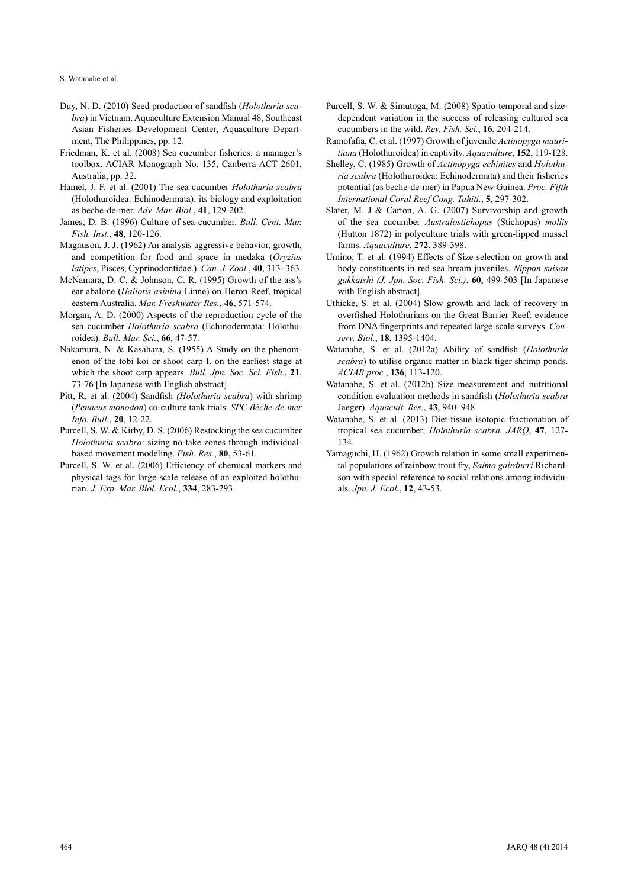Duy, N. D. (2010) Seed production of sandfish (*Holothuria scabra*) in Vietnam. Aquaculture Extension Manual 48, Southeast Asian Fisheries Development Center, Aquaculture Department, The Philippines, pp. 12.

Friedman, K. et al. (2008) Sea cucumber fisheries: a manager's toolbox. ACIAR Monograph No. 135, Canberra ACT 2601, Australia, pp. 32.

Hamel, J. F. et al. (2001) The sea cucumber *Holothuria scabra* (Holothuroidea: Echinodermata): its biology and exploitation as beche-de-mer. *Adv. Mar. Biol.*, **41**, 129-202.

James, D. B. (1996) Culture of sea-cucumber. *Bull. Cent. Mar. Fish. Inst.*, **48**, 120-126.

Magnuson, J. J. (1962) An analysis aggressive behavior, growth, and competition for food and space in medaka (*Oryzias latipes*, Pisces, Cyprinodontidae.). *Can. J. Zool.*, **40**, 313- 363.

McNamara, D. C. & Johnson, C. R. (1995) Growth of the ass's ear abalone (*Haliotis asinina* Linne) on Heron Reef, tropical eastern Australia. *Mar. Freshwater Res.*, **46**, 571-574.

Morgan, A. D. (2000) Aspects of the reproduction cycle of the sea cucumber *Holothuria scabra* (Echinodermata: Holothuroidea). *Bull. Mar. Sci.*, **66**, 47-57.

Nakamura, N. & Kasahara, S. (1955) A Study on the phenomenon of the tobi-koi or shoot carp-I. on the earliest stage at which the shoot carp appears. *Bull. Jpn. Soc. Sci. Fish.*, **21**, 73-76 [In Japanese with English abstract].

Pitt, R. et al. (2004) Sandfish *(Holothuria scabra*) with shrimp (*Penaeus monodon*) co-culture tank trials. *SPC Bêche-de-mer Info. Bull.*, **20**, 12-22.

Purcell, S. W. & Kirby, D. S. (2006) Restocking the sea cucumber *Holothuria scabra*: sizing no-take zones through individual-based movement modeling. *Fish. Res.*, **80**, 53-61.

Purcell, S. W. et al. (2006) Efficiency of chemical markers and physical tags for large-scale release of an exploited holothurian. *J. Exp. Mar. Biol. Ecol.*, **334**, 283-293.

Purcell, S. W. & Simutoga, M. (2008) Spatio-temporal and size-dependent variation in the success of releasing cultured sea cucumbers in the wild. *Rev. Fish. Sci.*, **16**, 204-214.

Ramofafia, C. et al. (1997) Growth of juvenile *Actinopyga mauritiana* (Holothuroidea) in captivity. *Aquaculture*, **152**, 119-128.

Shelley, C. (1985) Growth of *Actinopyga echinites* and *Holothuria scabra* (Holothuroidea: Echinodermata) and their fisheries potential (as beche-de-mer) in Papua New Guinea. *Proc. Fifth International Coral Reef Cong. Tahiti.*, **5**, 297-302.

Slater, M. J & Carton, A. G. (2007) Survivorship and growth of the sea cucumber *Australostichopus* (Stichopus) *mollis* (Hutton 1872) in polyculture trials with green-lipped mussel farms. *Aquaculture*, **272**, 389-398.

Umino, T. et al. (1994) Effects of Size-selection on growth and body constituents in red sea bream juveniles. *Nippon suisan gakkaishi (J. Jpn. Soc. Fish. Sci.)*, **60**, 499-503 [In Japanese with English abstract].

Uthicke, S. et al. (2004) Slow growth and lack of recovery in overfished Holothurians on the Great Barrier Reef: evidence from DNA fingerprints and repeated large-scale surveys. *Conserv. Biol.*, **18**, 1395-1404.

Watanabe, S. et al. (2012a) Ability of sandfish (*Holothuria scabra*) to utilise organic matter in black tiger shrimp ponds. *ACIAR proc.*, **136**, 113-120.

Watanabe, S. et al. (2012b) Size measurement and nutritional condition evaluation methods in sandfish (*Holothuria scabra* Jaeger). *Aquacult. Res.*, **43**, 940–948.

Watanabe, S. et al. (2013) Diet-tissue isotopic fractionation of tropical sea cucumber, *Holothuria scabra. JARQ*, **47**, 127-134.

Yamaguchi, H. (1962) Growth relation in some small experimental populations of rainbow trout fry, *Salmo gairdneri* Richardson with special reference to social relations among individuals. *Jpn. J. Ecol.*, **12**, 43-53.